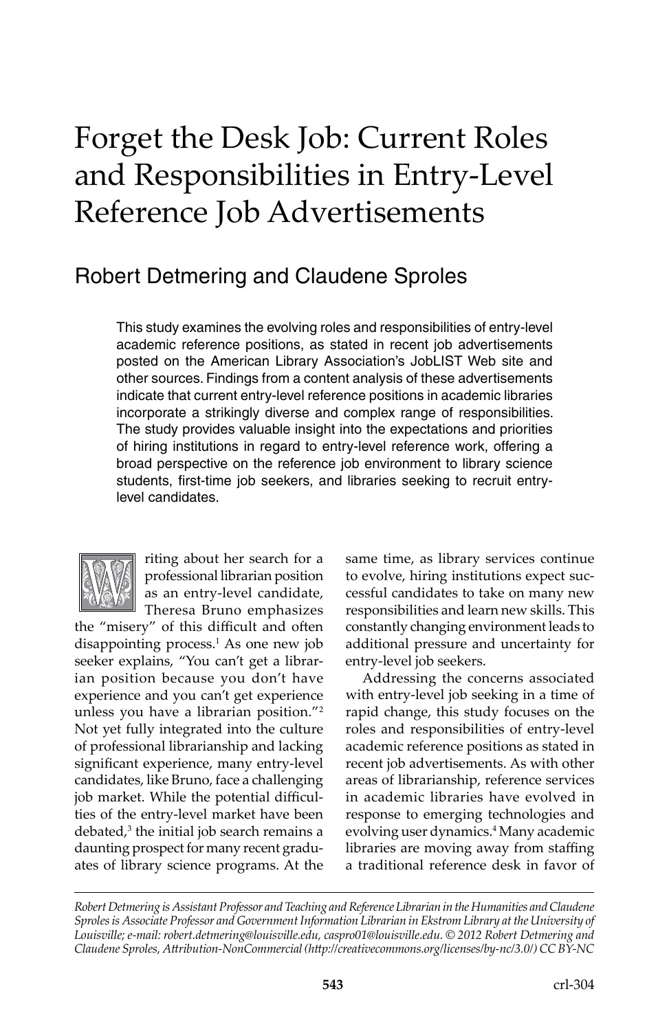# Forget the Desk Job: Current Roles and Responsibilities in Entry-Level Reference Job Advertisements

## Robert Detmering and Claudene Sproles

This study examines the evolving roles and responsibilities of entry-level academic reference positions, as stated in recent job advertisements posted on the American Library Association's JobLIST Web site and other sources. Findings from a content analysis of these advertisements indicate that current entry-level reference positions in academic libraries incorporate a strikingly diverse and complex range of responsibilities. The study provides valuable insight into the expectations and priorities of hiring institutions in regard to entry-level reference work, offering a broad perspective on the reference job environment to library science students, first-time job seekers, and libraries seeking to recruit entry-level candidates.

Writing about her search for a professional librarian position as an entry-level candidate, Theresa Bruno emphasizes the "misery" of this difficult and often disappointing process.[1] As one new job seeker explains, "You can't get a librarian position because you don't have experience and you can't get experience unless you have a librarian position."[2] Not yet fully integrated into the culture of professional librarianship and lacking significant experience, many entry-level candidates, like Bruno, face a challenging job market. While the potential difficulties of the entry-level market have been debated,[3] the initial job search remains a daunting prospect for many recent graduates of library science programs. At the same time, as library services continue to evolve, hiring institutions expect successful candidates to take on many new responsibilities and learn new skills. This constantly changing environment leads to additional pressure and uncertainty for entry-level job seekers.

Addressing the concerns associated with entry-level job seeking in a time of rapid change, this study focuses on the roles and responsibilities of entry-level academic reference positions as stated in recent job advertisements. As with other areas of librarianship, reference services in academic libraries have evolved in response to emerging technologies and evolving user dynamics.[4] Many academic libraries are moving away from staffing a traditional reference desk in favor of

*Robert Detmering is Assistant Professor and Teaching and Reference Librarian in the Humanities and Claudene Sproles is Associate Professor and Government Information Librarian in Ekstrom Library at the University of Louisville; e-mail: robert.detmering@louisville.edu, caspro01@louisville.edu. © 2012 Robert Detmering and Claudene Sproles, Attribution-NonCommercial (http://creativecommons.org/licenses/by-nc/3.0/) CC BY-NC*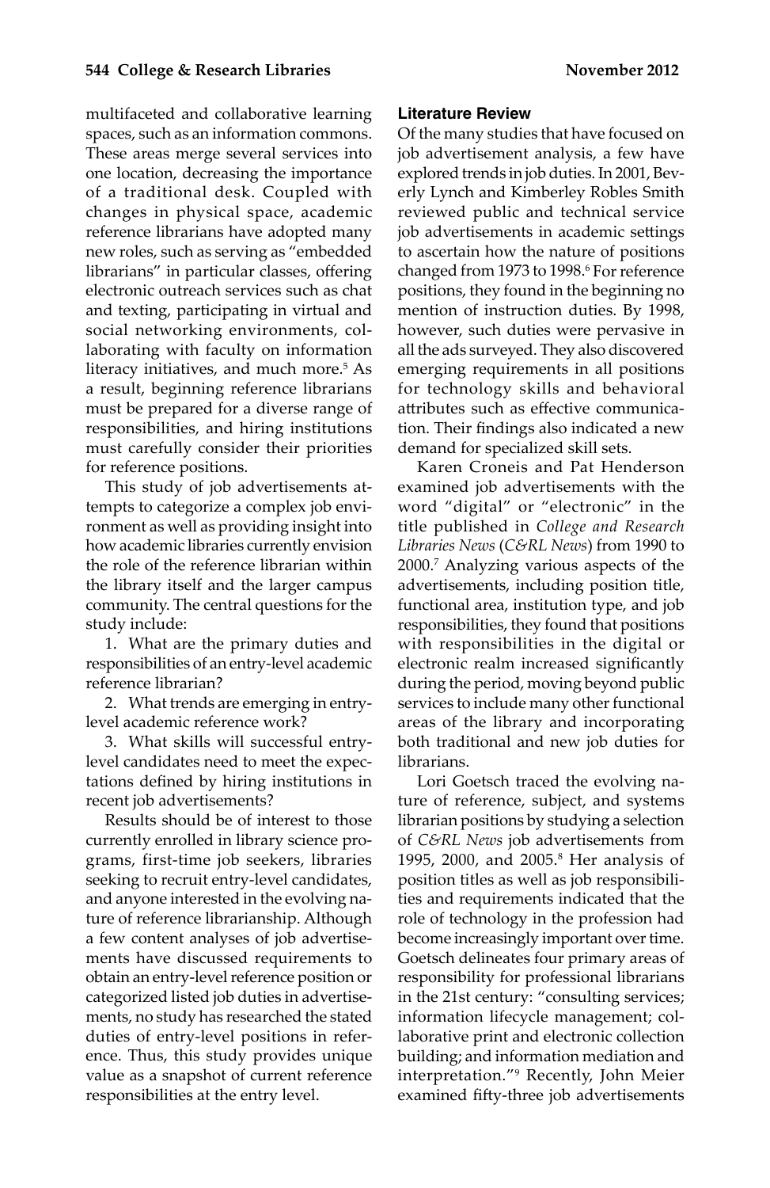multifaceted and collaborative learning spaces, such as an information commons. These areas merge several services into one location, decreasing the importance of a traditional desk. Coupled with changes in physical space, academic reference librarians have adopted many new roles, such as serving as "embedded librarians" in particular classes, offering electronic outreach services such as chat and texting, participating in virtual and social networking environments, collaborating with faculty on information literacy initiatives, and much more.[5] As a result, beginning reference librarians must be prepared for a diverse range of responsibilities, and hiring institutions must carefully consider their priorities for reference positions.

This study of job advertisements attempts to categorize a complex job environment as well as providing insight into how academic libraries currently envision the role of the reference librarian within the library itself and the larger campus community. The central questions for the study include:

1. What are the primary duties and responsibilities of an entry-level academic reference librarian?
2. What trends are emerging in entry-level academic reference work?
3. What skills will successful entry-level candidates need to meet the expectations defined by hiring institutions in recent job advertisements?

Results should be of interest to those currently enrolled in library science programs, first-time job seekers, libraries seeking to recruit entry-level candidates, and anyone interested in the evolving nature of reference librarianship. Although a few content analyses of job advertisements have discussed requirements to obtain an entry-level reference position or categorized listed job duties in advertisements, no study has researched the stated duties of entry-level positions in reference. Thus, this study provides unique value as a snapshot of current reference responsibilities at the entry level.

## Literature Review

Of the many studies that have focused on job advertisement analysis, a few have explored trends in job duties. In 2001, Beverly Lynch and Kimberley Robles Smith reviewed public and technical service job advertisements in academic settings to ascertain how the nature of positions changed from 1973 to 1998.[6] For reference positions, they found in the beginning no mention of instruction duties. By 1998, however, such duties were pervasive in all the ads surveyed. They also discovered emerging requirements in all positions for technology skills and behavioral attributes such as effective communication. Their findings also indicated a new demand for specialized skill sets.

Karen Croneis and Pat Henderson examined job advertisements with the word "digital" or "electronic" in the title published in *College and Research Libraries News* (*C&RL News*) from 1990 to 2000.[7] Analyzing various aspects of the advertisements, including position title, functional area, institution type, and job responsibilities, they found that positions with responsibilities in the digital or electronic realm increased significantly during the period, moving beyond public services to include many other functional areas of the library and incorporating both traditional and new job duties for librarians.

Lori Goetsch traced the evolving nature of reference, subject, and systems librarian positions by studying a selection of *C&RL News* job advertisements from 1995, 2000, and 2005.[8] Her analysis of position titles as well as job responsibilities and requirements indicated that the role of technology in the profession had become increasingly important over time. Goetsch delineates four primary areas of responsibility for professional librarians in the 21st century: "consulting services; information lifecycle management; collaborative print and electronic collection building; and information mediation and interpretation."[9] Recently, John Meier examined fifty-three job advertisements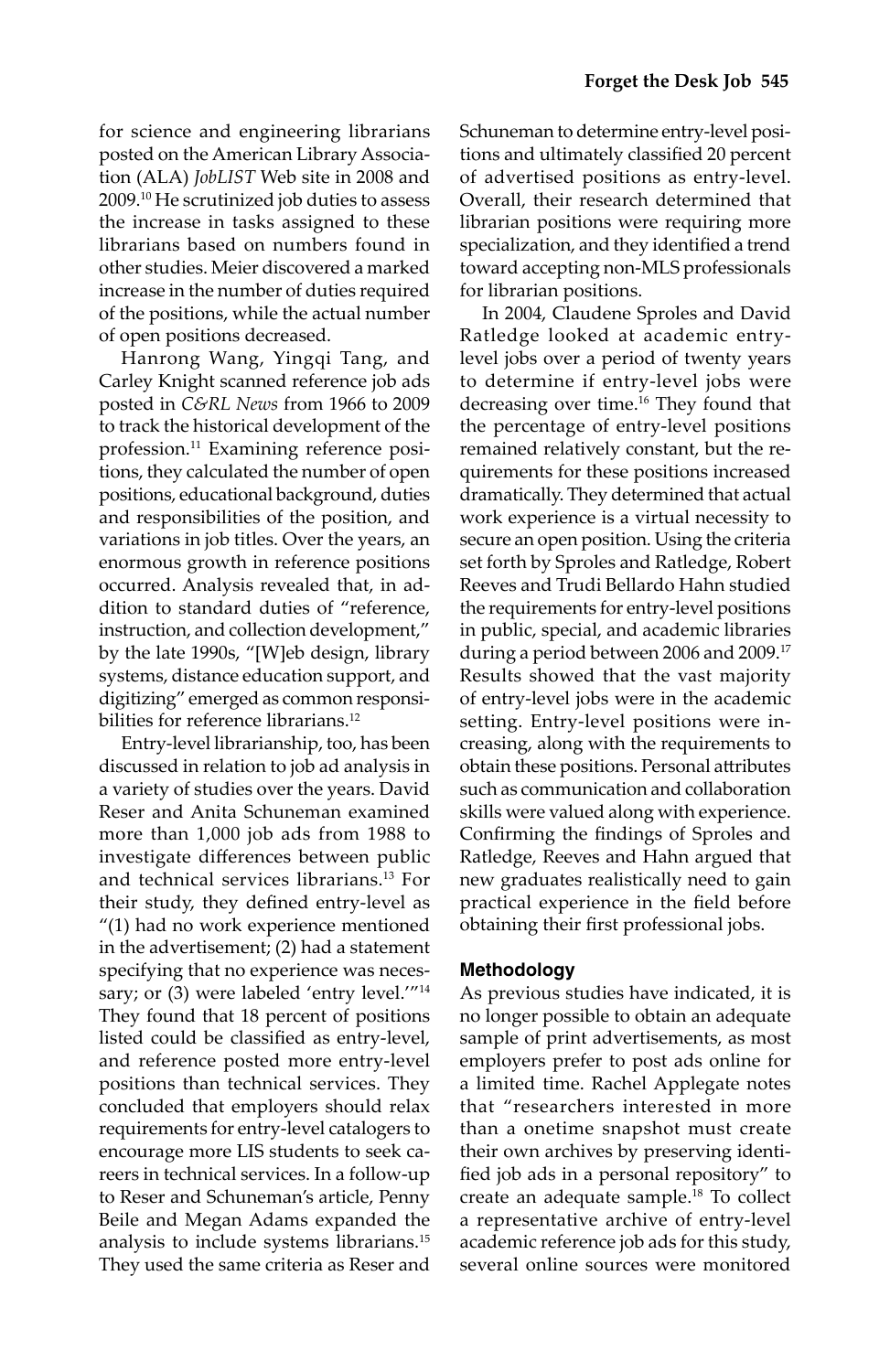for science and engineering librarians posted on the American Library Association (ALA) *JobLIST* Web site in 2008 and 2009.[10] He scrutinized job duties to assess the increase in tasks assigned to these librarians based on numbers found in other studies. Meier discovered a marked increase in the number of duties required of the positions, while the actual number of open positions decreased.

Hanrong Wang, Yingqi Tang, and Carley Knight scanned reference job ads posted in *C&RL News* from 1966 to 2009 to track the historical development of the profession.[11] Examining reference positions, they calculated the number of open positions, educational background, duties and responsibilities of the position, and variations in job titles. Over the years, an enormous growth in reference positions occurred. Analysis revealed that, in addition to standard duties of "reference, instruction, and collection development," by the late 1990s, "[W]eb design, library systems, distance education support, and digitizing" emerged as common responsibilities for reference librarians.[12]

Entry-level librarianship, too, has been discussed in relation to job ad analysis in a variety of studies over the years. David Reser and Anita Schuneman examined more than 1,000 job ads from 1988 to investigate differences between public and technical services librarians.[13] For their study, they defined entry-level as "(1) had no work experience mentioned in the advertisement; (2) had a statement specifying that no experience was necessary; or (3) were labeled 'entry level.'"[14] They found that 18 percent of positions listed could be classified as entry-level, and reference posted more entry-level positions than technical services. They concluded that employers should relax requirements for entry-level catalogers to encourage more LIS students to seek careers in technical services. In a follow-up to Reser and Schuneman's article, Penny Beile and Megan Adams expanded the analysis to include systems librarians.[15] They used the same criteria as Reser and Schuneman to determine entry-level positions and ultimately classified 20 percent of advertised positions as entry-level. Overall, their research determined that librarian positions were requiring more specialization, and they identified a trend toward accepting non-MLS professionals for librarian positions.

In 2004, Claudene Sproles and David Ratledge looked at academic entry-level jobs over a period of twenty years to determine if entry-level jobs were decreasing over time.[16] They found that the percentage of entry-level positions remained relatively constant, but the requirements for these positions increased dramatically. They determined that actual work experience is a virtual necessity to secure an open position. Using the criteria set forth by Sproles and Ratledge, Robert Reeves and Trudi Bellardo Hahn studied the requirements for entry-level positions in public, special, and academic libraries during a period between 2006 and 2009.[17] Results showed that the vast majority of entry-level jobs were in the academic setting. Entry-level positions were increasing, along with the requirements to obtain these positions. Personal attributes such as communication and collaboration skills were valued along with experience. Confirming the findings of Sproles and Ratledge, Reeves and Hahn argued that new graduates realistically need to gain practical experience in the field before obtaining their first professional jobs.

## Methodology

As previous studies have indicated, it is no longer possible to obtain an adequate sample of print advertisements, as most employers prefer to post ads online for a limited time. Rachel Applegate notes that "researchers interested in more than a onetime snapshot must create their own archives by preserving identified job ads in a personal repository" to create an adequate sample.[18] To collect a representative archive of entry-level academic reference job ads for this study, several online sources were monitored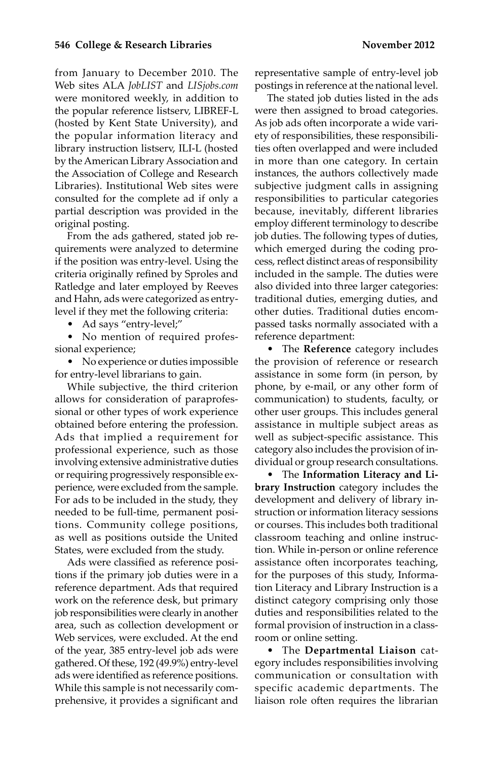from January to December 2010. The Web sites ALA *JobLIST* and *LISjobs.com* were monitored weekly, in addition to the popular reference listserv, LIBREF-L (hosted by Kent State University), and the popular information literacy and library instruction listserv, ILI-L (hosted by the American Library Association and the Association of College and Research Libraries). Institutional Web sites were consulted for the complete ad if only a partial description was provided in the original posting.

From the ads gathered, stated job requirements were analyzed to determine if the position was entry-level. Using the criteria originally refined by Sproles and Ratledge and later employed by Reeves and Hahn, ads were categorized as entry-level if they met the following criteria:

- Ad says "entry-level;"
- No mention of required professional experience;
- No experience or duties impossible for entry-level librarians to gain.

While subjective, the third criterion allows for consideration of paraprofessional or other types of work experience obtained before entering the profession. Ads that implied a requirement for professional experience, such as those involving extensive administrative duties or requiring progressively responsible experience, were excluded from the sample. For ads to be included in the study, they needed to be full-time, permanent positions. Community college positions, as well as positions outside the United States, were excluded from the study.

Ads were classified as reference positions if the primary job duties were in a reference department. Ads that required work on the reference desk, but primary job responsibilities were clearly in another area, such as collection development or Web services, were excluded. At the end of the year, 385 entry-level job ads were gathered. Of these, 192 (49.9%) entry-level ads were identified as reference positions. While this sample is not necessarily comprehensive, it provides a significant and representative sample of entry-level job postings in reference at the national level.

The stated job duties listed in the ads were then assigned to broad categories. As job ads often incorporate a wide variety of responsibilities, these responsibilities often overlapped and were included in more than one category. In certain instances, the authors collectively made subjective judgment calls in assigning responsibilities to particular categories because, inevitably, different libraries employ different terminology to describe job duties. The following types of duties, which emerged during the coding process, reflect distinct areas of responsibility included in the sample. The duties were also divided into three larger categories: traditional duties, emerging duties, and other duties. Traditional duties encompassed tasks normally associated with a reference department:

- The **Reference** category includes the provision of reference or research assistance in some form (in person, by phone, by e-mail, or any other form of communication) to students, faculty, or other user groups. This includes general assistance in multiple subject areas as well as subject-specific assistance. This category also includes the provision of individual or group research consultations.
- The **Information Literacy and Library Instruction** category includes the development and delivery of library instruction or information literacy sessions or courses. This includes both traditional classroom teaching and online instruction. While in-person or online reference assistance often incorporates teaching, for the purposes of this study, Information Literacy and Library Instruction is a distinct category comprising only those duties and responsibilities related to the formal provision of instruction in a classroom or online setting.
- The **Departmental Liaison** category includes responsibilities involving communication or consultation with specific academic departments. The liaison role often requires the librarian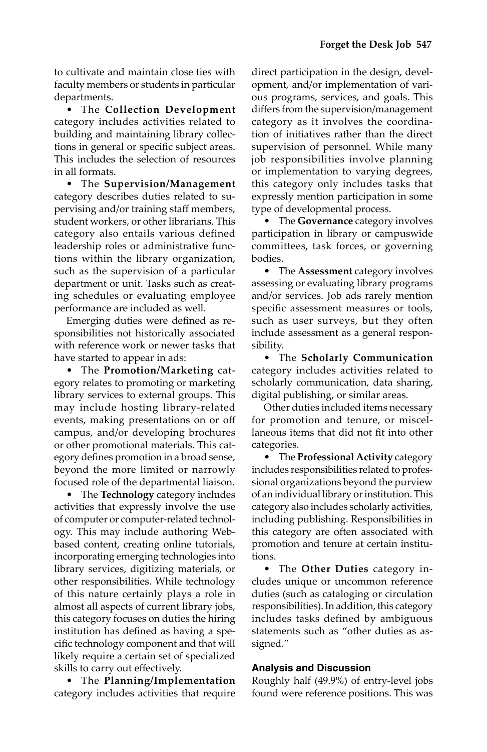to cultivate and maintain close ties with faculty members or students in particular departments.

- The **Collection Development** category includes activities related to building and maintaining library collections in general or specific subject areas. This includes the selection of resources in all formats.
- The **Supervision/Management** category describes duties related to supervising and/or training staff members, student workers, or other librarians. This category also entails various defined leadership roles or administrative functions within the library organization, such as the supervision of a particular department or unit. Tasks such as creating schedules or evaluating employee performance are included as well.

Emerging duties were defined as responsibilities not historically associated with reference work or newer tasks that have started to appear in ads:

- The **Promotion/Marketing** category relates to promoting or marketing library services to external groups. This may include hosting library-related events, making presentations on or off campus, and/or developing brochures or other promotional materials. This category defines promotion in a broad sense, beyond the more limited or narrowly focused role of the departmental liaison.
- The **Technology** category includes activities that expressly involve the use of computer or computer-related technology. This may include authoring Web-based content, creating online tutorials, incorporating emerging technologies into library services, digitizing materials, or other responsibilities. While technology of this nature certainly plays a role in almost all aspects of current library jobs, this category focuses on duties the hiring institution has defined as having a specific technology component and that will likely require a certain set of specialized skills to carry out effectively.
- The **Planning/Implementation** category includes activities that require direct participation in the design, development, and/or implementation of various programs, services, and goals. This differs from the supervision/management category as it involves the coordination of initiatives rather than the direct supervision of personnel. While many job responsibilities involve planning or implementation to varying degrees, this category only includes tasks that expressly mention participation in some type of developmental process.
- The **Governance** category involves participation in library or campuswide committees, task forces, or governing bodies.
- The **Assessment** category involves assessing or evaluating library programs and/or services. Job ads rarely mention specific assessment measures or tools, such as user surveys, but they often include assessment as a general responsibility.
- The **Scholarly Communication** category includes activities related to scholarly communication, data sharing, digital publishing, or similar areas.

Other duties included items necessary for promotion and tenure, or miscellaneous items that did not fit into other categories.

- The **Professional Activity** category includes responsibilities related to professional organizations beyond the purview of an individual library or institution. This category also includes scholarly activities, including publishing. Responsibilities in this category are often associated with promotion and tenure at certain institutions.
- The **Other Duties** category includes unique or uncommon reference duties (such as cataloging or circulation responsibilities). In addition, this category includes tasks defined by ambiguous statements such as "other duties as assigned."

## Analysis and Discussion

Roughly half (49.9%) of entry-level jobs found were reference positions. This was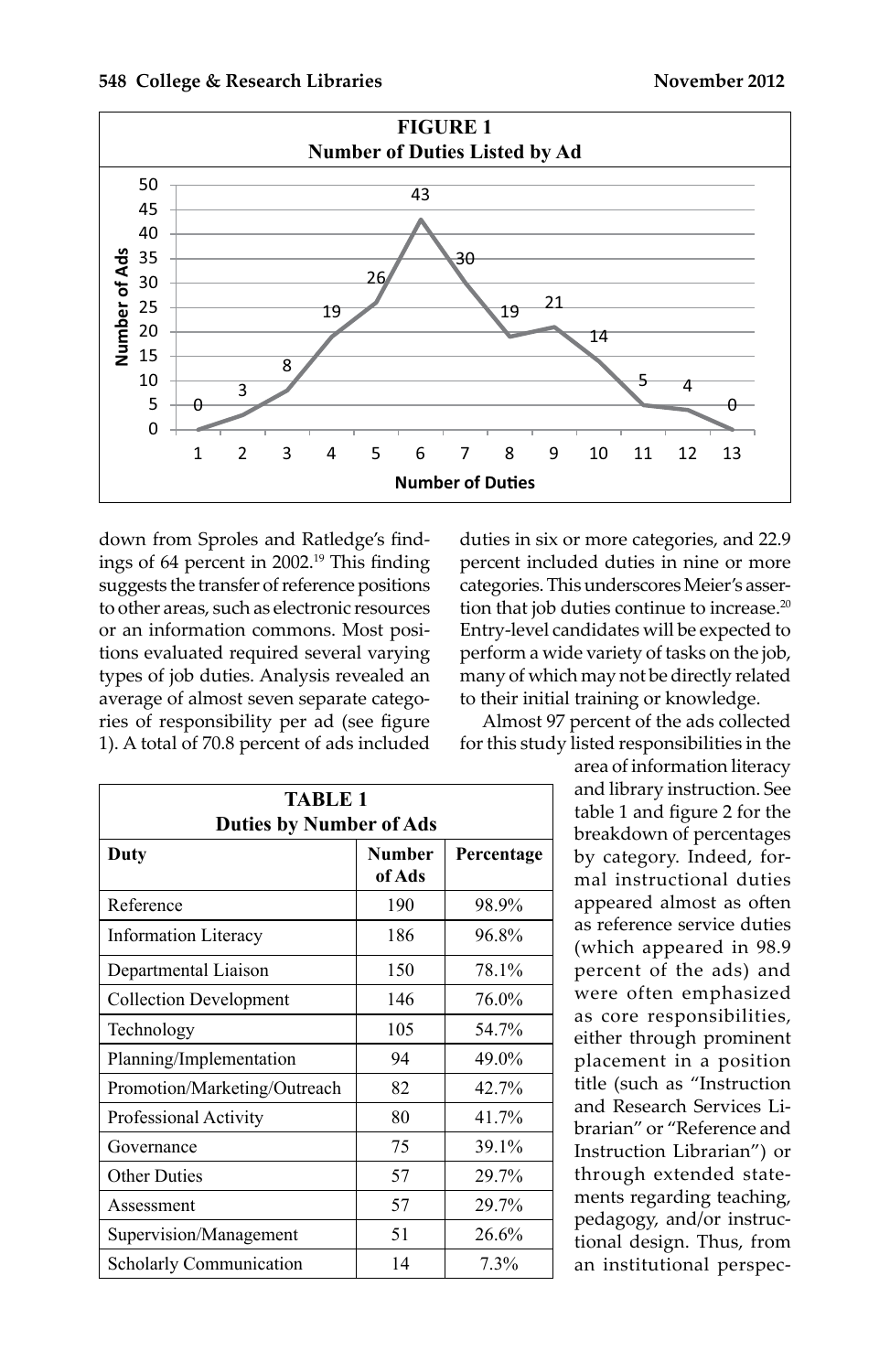**FIGURE 1**
**Number of Duties Listed by Ad**

down from Sproles and Ratledge's findings of 64 percent in 2002.[19] This finding suggests the transfer of reference positions to other areas, such as electronic resources or an information commons. Most positions evaluated required several varying types of job duties. Analysis revealed an average of almost seven separate categories of responsibility per ad (see figure 1). A total of 70.8 percent of ads included duties in six or more categories, and 22.9 percent included duties in nine or more categories. This underscores Meier's assertion that job duties continue to increase.[20] Entry-level candidates will be expected to perform a wide variety of tasks on the job, many of which may not be directly related to their initial training or knowledge.

Almost 97 percent of the ads collected for this study listed responsibilities in the area of information literacy and library instruction. See table 1 and figure 2 for the breakdown of percentages by category. Indeed, formal instructional duties appeared almost as often as reference service duties (which appeared in 98.9 percent of the ads) and were often emphasized as core responsibilities, either through prominent placement in a position title (such as "Instruction and Research Services Librarian" or "Reference and Instruction Librarian") or through extended statements regarding teaching, pedagogy, and/or instructional design. Thus, from an institutional perspec-

**TABLE 1**
**Duties by Number of Ads**

| Duty | Number of Ads | Percentage |
|---|---|---|
| Reference | 190 | 98.9% |
| Information Literacy | 186 | 96.8% |
| Departmental Liaison | 150 | 78.1% |
| Collection Development | 146 | 76.0% |
| Technology | 105 | 54.7% |
| Planning/Implementation | 94 | 49.0% |
| Promotion/Marketing/Outreach | 82 | 42.7% |
| Professional Activity | 80 | 41.7% |
| Governance | 75 | 39.1% |
| Other Duties | 57 | 29.7% |
| Assessment | 57 | 29.7% |
| Supervision/Management | 51 | 26.6% |
| Scholarly Communication | 14 | 7.3% |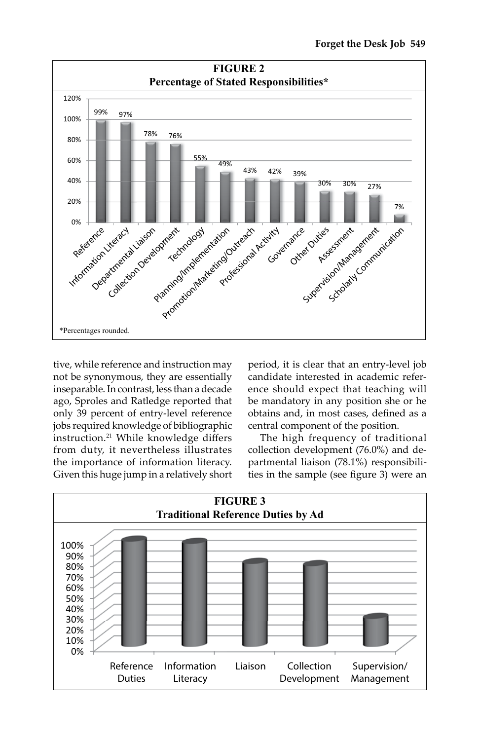**FIGURE 2**
**Percentage of Stated Responsibilities***

| Responsibility | Percentage |
|---|---|
| Reference | 99% |
| Information Literacy | 97% |
| Departmental Liaison | 78% |
| Collection Development | 76% |
| Technology | 55% |
| Planning/Implementation | 49% |
| Promotion/Marketing/Outreach | 43% |
| Professional Activity | 42% |
| Governance | 39% |
| Other Duties | 30% |
| Assessment | 30% |
| Supervision/Management | 27% |
| Scholarly Communication | 7% |

*Percentages rounded.

tive, while reference and instruction may not be synonymous, they are essentially inseparable. In contrast, less than a decade ago, Sproles and Ratledge reported that only 39 percent of entry-level reference jobs required knowledge of bibliographic instruction.[21] While knowledge differs from duty, it nevertheless illustrates the importance of information literacy. Given this huge jump in a relatively short period, it is clear that an entry-level job candidate interested in academic reference should expect that teaching will be mandatory in any position she or he obtains and, in most cases, defined as a central component of the position.

The high frequency of traditional collection development (76.0%) and departmental liaison (78.1%) responsibilities in the sample (see figure 3) were an

**FIGURE 3**
**Traditional Reference Duties by Ad**

Categories: Reference Duties, Information Literacy, Liaison, Collection Development, Supervision/Management (y-axis 0%–100%)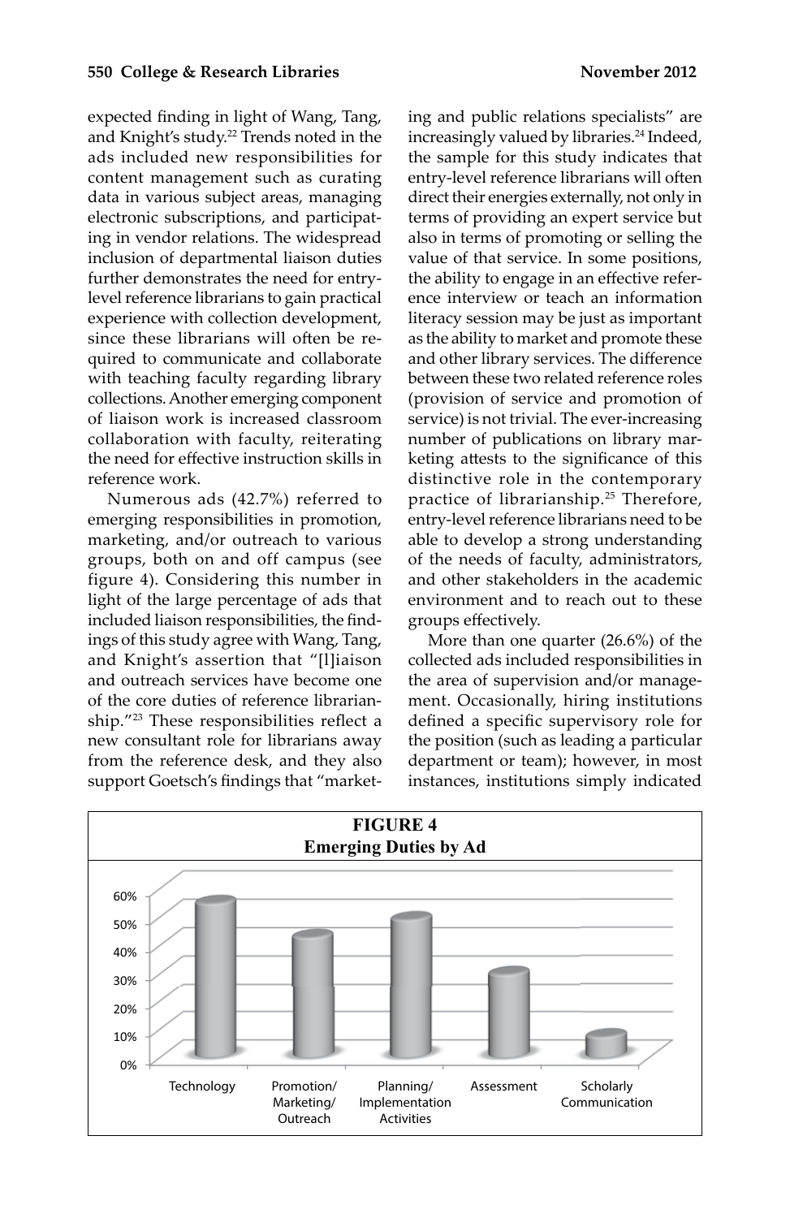expected finding in light of Wang, Tang, and Knight's study.[22] Trends noted in the ads included new responsibilities for content management such as curating data in various subject areas, managing electronic subscriptions, and participating in vendor relations. The widespread inclusion of departmental liaison duties further demonstrates the need for entry-level reference librarians to gain practical experience with collection development, since these librarians will often be required to communicate and collaborate with teaching faculty regarding library collections. Another emerging component of liaison work is increased classroom collaboration with faculty, reiterating the need for effective instruction skills in reference work.

Numerous ads (42.7%) referred to emerging responsibilities in promotion, marketing, and/or outreach to various groups, both on and off campus (see figure 4). Considering this number in light of the large percentage of ads that included liaison responsibilities, the findings of this study agree with Wang, Tang, and Knight's assertion that "[l]iaison and outreach services have become one of the core duties of reference librarianship."[23] These responsibilities reflect a new consultant role for librarians away from the reference desk, and they also support Goetsch's findings that "marketing and public relations specialists" are increasingly valued by libraries.[24] Indeed, the sample for this study indicates that entry-level reference librarians will often direct their energies externally, not only in terms of providing an expert service but also in terms of promoting or selling the value of that service. In some positions, the ability to engage in an effective reference interview or teach an information literacy session may be just as important as the ability to market and promote these and other library services. The difference between these two related reference roles (provision of service and promotion of service) is not trivial. The ever-increasing number of publications on library marketing attests to the significance of this distinctive role in the contemporary practice of librarianship.[25] Therefore, entry-level reference librarians need to be able to develop a strong understanding of the needs of faculty, administrators, and other stakeholders in the academic environment and to reach out to these groups effectively.

More than one quarter (26.6%) of the collected ads included responsibilities in the area of supervision and/or management. Occasionally, hiring institutions defined a specific supervisory role for the position (such as leading a particular department or team); however, in most instances, institutions simply indicated

**FIGURE 4**
**Emerging Duties by Ad**

| Duty | Percentage (approx.) |
|---|---|
| Technology | ~55% |
| Promotion/Marketing/Outreach | ~43% |
| Planning/Implementation Activities | ~49% |
| Assessment | ~30% |
| Scholarly Communication | ~8% |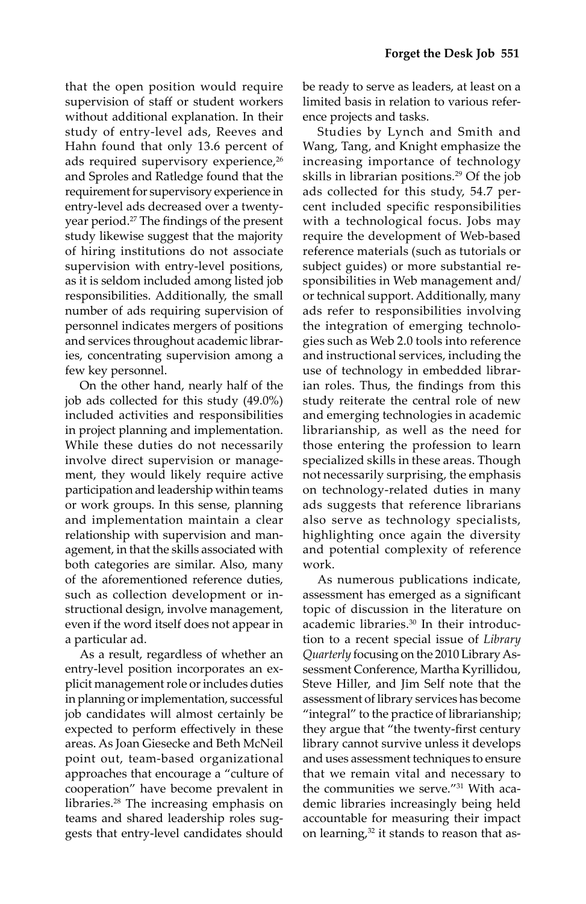that the open position would require supervision of staff or student workers without additional explanation. In their study of entry-level ads, Reeves and Hahn found that only 13.6 percent of ads required supervisory experience,[26] and Sproles and Ratledge found that the requirement for supervisory experience in entry-level ads decreased over a twenty-year period.[27] The findings of the present study likewise suggest that the majority of hiring institutions do not associate supervision with entry-level positions, as it is seldom included among listed job responsibilities. Additionally, the small number of ads requiring supervision of personnel indicates mergers of positions and services throughout academic libraries, concentrating supervision among a few key personnel.

On the other hand, nearly half of the job ads collected for this study (49.0%) included activities and responsibilities in project planning and implementation. While these duties do not necessarily involve direct supervision or management, they would likely require active participation and leadership within teams or work groups. In this sense, planning and implementation maintain a clear relationship with supervision and management, in that the skills associated with both categories are similar. Also, many of the aforementioned reference duties, such as collection development or instructional design, involve management, even if the word itself does not appear in a particular ad.

As a result, regardless of whether an entry-level position incorporates an explicit management role or includes duties in planning or implementation, successful job candidates will almost certainly be expected to perform effectively in these areas. As Joan Giesecke and Beth McNeil point out, team-based organizational approaches that encourage a "culture of cooperation" have become prevalent in libraries.[28] The increasing emphasis on teams and shared leadership roles suggests that entry-level candidates should be ready to serve as leaders, at least on a limited basis in relation to various reference projects and tasks.

Studies by Lynch and Smith and Wang, Tang, and Knight emphasize the increasing importance of technology skills in librarian positions.[29] Of the job ads collected for this study, 54.7 percent included specific responsibilities with a technological focus. Jobs may require the development of Web-based reference materials (such as tutorials or subject guides) or more substantial responsibilities in Web management and/or technical support. Additionally, many ads refer to responsibilities involving the integration of emerging technologies such as Web 2.0 tools into reference and instructional services, including the use of technology in embedded librarian roles. Thus, the findings from this study reiterate the central role of new and emerging technologies in academic librarianship, as well as the need for those entering the profession to learn specialized skills in these areas. Though not necessarily surprising, the emphasis on technology-related duties in many ads suggests that reference librarians also serve as technology specialists, highlighting once again the diversity and potential complexity of reference work.

As numerous publications indicate, assessment has emerged as a significant topic of discussion in the literature on academic libraries.[30] In their introduction to a recent special issue of *Library Quarterly* focusing on the 2010 Library Assessment Conference, Martha Kyrillidou, Steve Hiller, and Jim Self note that the assessment of library services has become "integral" to the practice of librarianship; they argue that "the twenty-first century library cannot survive unless it develops and uses assessment techniques to ensure that we remain vital and necessary to the communities we serve."[31] With academic libraries increasingly being held accountable for measuring their impact on learning,[32] it stands to reason that as-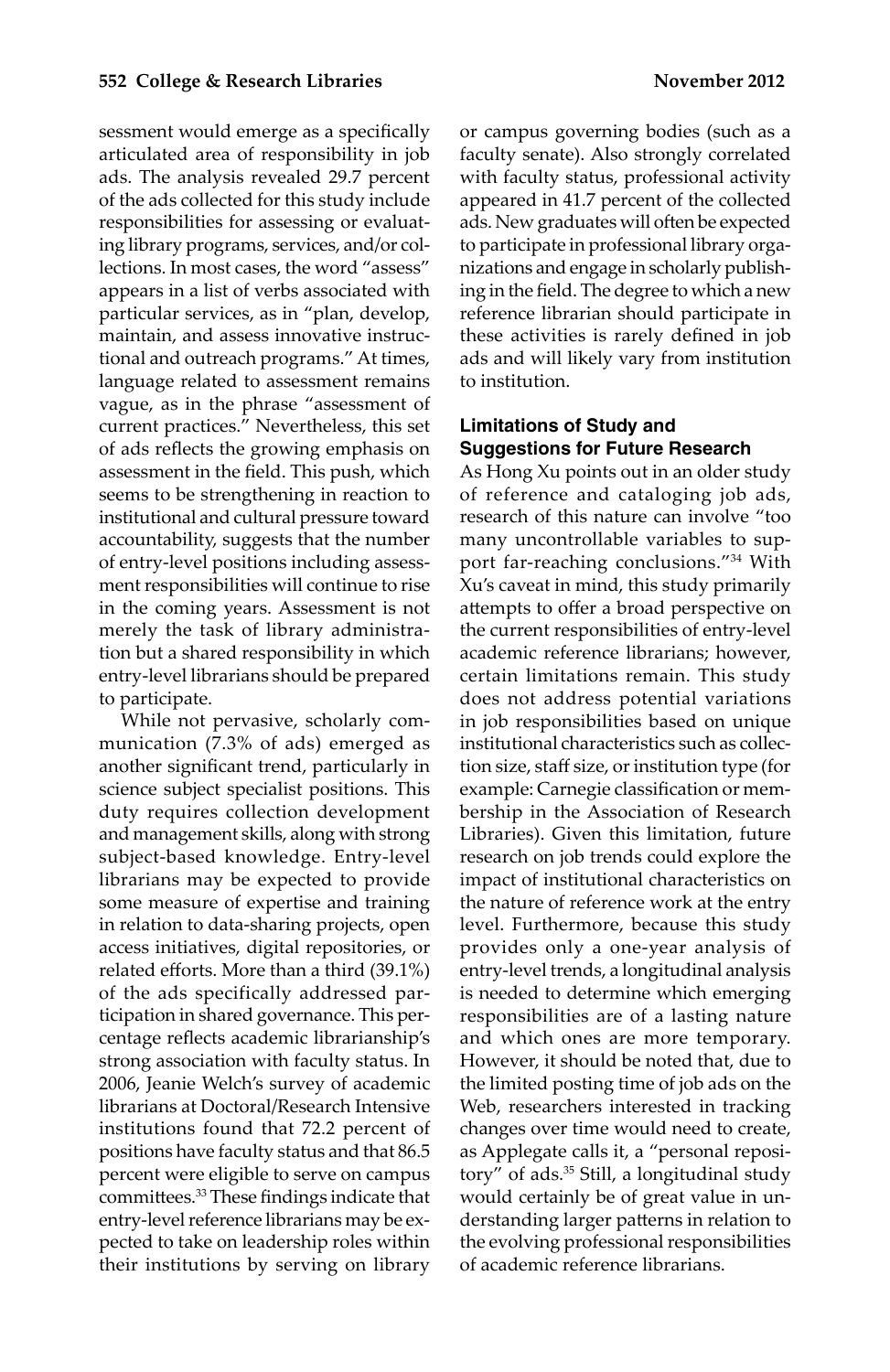sessment would emerge as a specifically articulated area of responsibility in job ads. The analysis revealed 29.7 percent of the ads collected for this study include responsibilities for assessing or evaluating library programs, services, and/or collections. In most cases, the word "assess" appears in a list of verbs associated with particular services, as in "plan, develop, maintain, and assess innovative instructional and outreach programs." At times, language related to assessment remains vague, as in the phrase "assessment of current practices." Nevertheless, this set of ads reflects the growing emphasis on assessment in the field. This push, which seems to be strengthening in reaction to institutional and cultural pressure toward accountability, suggests that the number of entry-level positions including assessment responsibilities will continue to rise in the coming years. Assessment is not merely the task of library administration but a shared responsibility in which entry-level librarians should be prepared to participate.

While not pervasive, scholarly communication (7.3% of ads) emerged as another significant trend, particularly in science subject specialist positions. This duty requires collection development and management skills, along with strong subject-based knowledge. Entry-level librarians may be expected to provide some measure of expertise and training in relation to data-sharing projects, open access initiatives, digital repositories, or related efforts. More than a third (39.1%) of the ads specifically addressed participation in shared governance. This percentage reflects academic librarianship's strong association with faculty status. In 2006, Jeanie Welch's survey of academic librarians at Doctoral/Research Intensive institutions found that 72.2 percent of positions have faculty status and that 86.5 percent were eligible to serve on campus committees.[33] These findings indicate that entry-level reference librarians may be expected to take on leadership roles within their institutions by serving on library or campus governing bodies (such as a faculty senate). Also strongly correlated with faculty status, professional activity appeared in 41.7 percent of the collected ads. New graduates will often be expected to participate in professional library organizations and engage in scholarly publishing in the field. The degree to which a new reference librarian should participate in these activities is rarely defined in job ads and will likely vary from institution to institution.

## Limitations of Study and Suggestions for Future Research

As Hong Xu points out in an older study of reference and cataloging job ads, research of this nature can involve "too many uncontrollable variables to support far-reaching conclusions."[34] With Xu's caveat in mind, this study primarily attempts to offer a broad perspective on the current responsibilities of entry-level academic reference librarians; however, certain limitations remain. This study does not address potential variations in job responsibilities based on unique institutional characteristics such as collection size, staff size, or institution type (for example: Carnegie classification or membership in the Association of Research Libraries). Given this limitation, future research on job trends could explore the impact of institutional characteristics on the nature of reference work at the entry level. Furthermore, because this study provides only a one-year analysis of entry-level trends, a longitudinal analysis is needed to determine which emerging responsibilities are of a lasting nature and which ones are more temporary. However, it should be noted that, due to the limited posting time of job ads on the Web, researchers interested in tracking changes over time would need to create, as Applegate calls it, a "personal repository" of ads.[35] Still, a longitudinal study would certainly be of great value in understanding larger patterns in relation to the evolving professional responsibilities of academic reference librarians.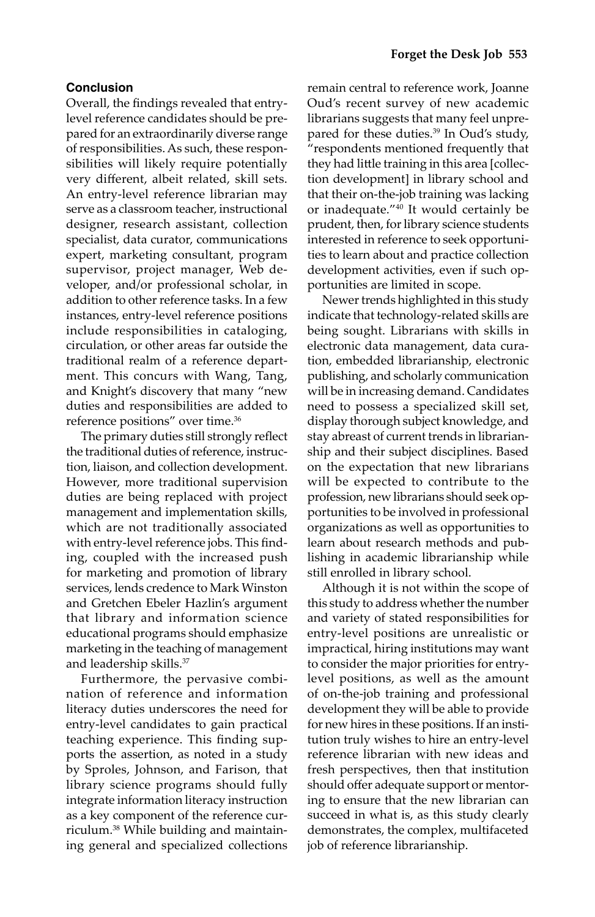## Conclusion

Overall, the findings revealed that entry-level reference candidates should be prepared for an extraordinarily diverse range of responsibilities. As such, these responsibilities will likely require potentially very different, albeit related, skill sets. An entry-level reference librarian may serve as a classroom teacher, instructional designer, research assistant, collection specialist, data curator, communications expert, marketing consultant, program supervisor, project manager, Web developer, and/or professional scholar, in addition to other reference tasks. In a few instances, entry-level reference positions include responsibilities in cataloging, circulation, or other areas far outside the traditional realm of a reference department. This concurs with Wang, Tang, and Knight's discovery that many "new duties and responsibilities are added to reference positions" over time.[36]

The primary duties still strongly reflect the traditional duties of reference, instruction, liaison, and collection development. However, more traditional supervision duties are being replaced with project management and implementation skills, which are not traditionally associated with entry-level reference jobs. This finding, coupled with the increased push for marketing and promotion of library services, lends credence to Mark Winston and Gretchen Ebeler Hazlin's argument that library and information science educational programs should emphasize marketing in the teaching of management and leadership skills.[37]

Furthermore, the pervasive combination of reference and information literacy duties underscores the need for entry-level candidates to gain practical teaching experience. This finding supports the assertion, as noted in a study by Sproles, Johnson, and Farison, that library science programs should fully integrate information literacy instruction as a key component of the reference curriculum.[38] While building and maintaining general and specialized collections remain central to reference work, Joanne Oud's recent survey of new academic librarians suggests that many feel unprepared for these duties.[39] In Oud's study, "respondents mentioned frequently that they had little training in this area [collection development] in library school and that their on-the-job training was lacking or inadequate."[40] It would certainly be prudent, then, for library science students interested in reference to seek opportunities to learn about and practice collection development activities, even if such opportunities are limited in scope.

Newer trends highlighted in this study indicate that technology-related skills are being sought. Librarians with skills in electronic data management, data curation, embedded librarianship, electronic publishing, and scholarly communication will be in increasing demand. Candidates need to possess a specialized skill set, display thorough subject knowledge, and stay abreast of current trends in librarianship and their subject disciplines. Based on the expectation that new librarians will be expected to contribute to the profession, new librarians should seek opportunities to be involved in professional organizations as well as opportunities to learn about research methods and publishing in academic librarianship while still enrolled in library school.

Although it is not within the scope of this study to address whether the number and variety of stated responsibilities for entry-level positions are unrealistic or impractical, hiring institutions may want to consider the major priorities for entry-level positions, as well as the amount of on-the-job training and professional development they will be able to provide for new hires in these positions. If an institution truly wishes to hire an entry-level reference librarian with new ideas and fresh perspectives, then that institution should offer adequate support or mentoring to ensure that the new librarian can succeed in what is, as this study clearly demonstrates, the complex, multifaceted job of reference librarianship.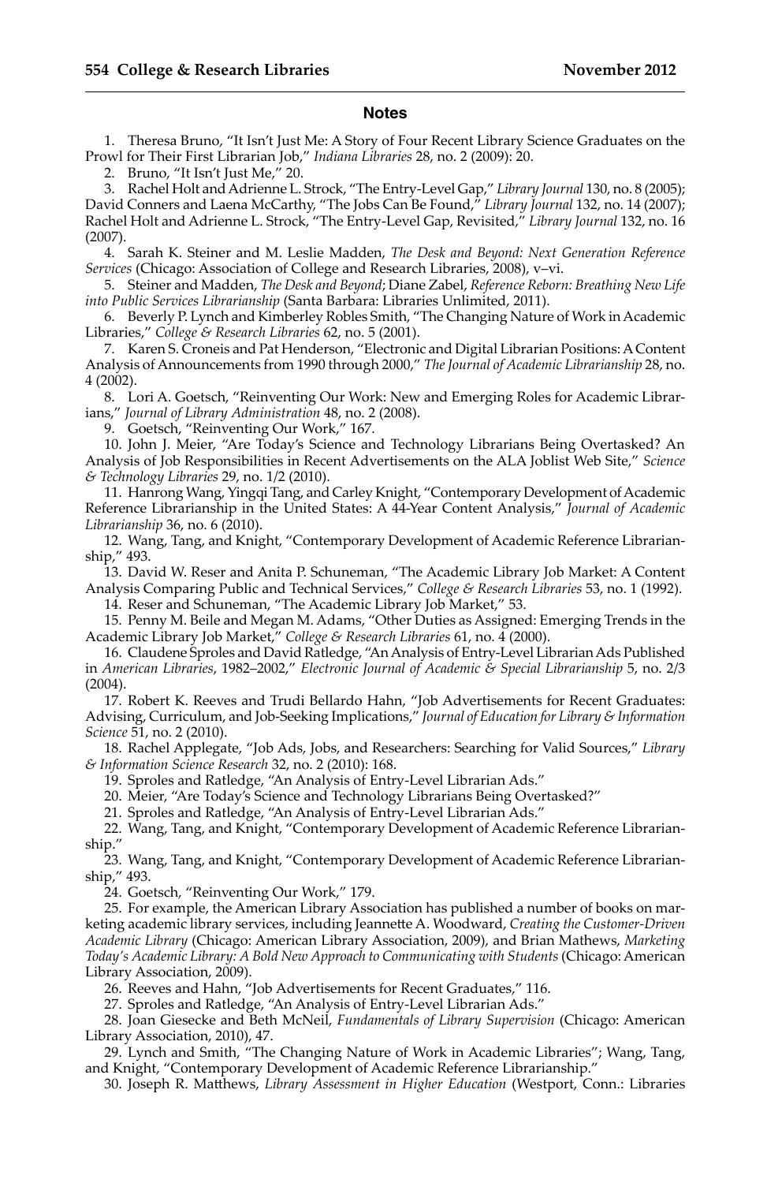## Notes

1. Theresa Bruno, "It Isn't Just Me: A Story of Four Recent Library Science Graduates on the Prowl for Their First Librarian Job," *Indiana Libraries* 28, no. 2 (2009): 20.

2. Bruno, "It Isn't Just Me," 20.

3. Rachel Holt and Adrienne L. Strock, "The Entry-Level Gap," *Library Journal* 130, no. 8 (2005); David Conners and Laena McCarthy, "The Jobs Can Be Found," *Library Journal* 132, no. 14 (2007); Rachel Holt and Adrienne L. Strock, "The Entry-Level Gap, Revisited," *Library Journal* 132, no. 16 (2007).

4. Sarah K. Steiner and M. Leslie Madden, *The Desk and Beyond: Next Generation Reference Services* (Chicago: Association of College and Research Libraries, 2008), v–vi.

5. Steiner and Madden, *The Desk and Beyond*; Diane Zabel, *Reference Reborn: Breathing New Life into Public Services Librarianship* (Santa Barbara: Libraries Unlimited, 2011).

6. Beverly P. Lynch and Kimberley Robles Smith, "The Changing Nature of Work in Academic Libraries," *College & Research Libraries* 62, no. 5 (2001).

7. Karen S. Croneis and Pat Henderson, "Electronic and Digital Librarian Positions: A Content Analysis of Announcements from 1990 through 2000," *The Journal of Academic Librarianship* 28, no. 4 (2002).

8. Lori A. Goetsch, "Reinventing Our Work: New and Emerging Roles for Academic Librarians," *Journal of Library Administration* 48, no. 2 (2008).

9. Goetsch, "Reinventing Our Work," 167.

10. John J. Meier, "Are Today's Science and Technology Librarians Being Overtasked? An Analysis of Job Responsibilities in Recent Advertisements on the ALA Joblist Web Site," *Science & Technology Libraries* 29, no. 1/2 (2010).

11. Hanrong Wang, Yingqi Tang, and Carley Knight, "Contemporary Development of Academic Reference Librarianship in the United States: A 44-Year Content Analysis," *Journal of Academic Librarianship* 36, no. 6 (2010).

12. Wang, Tang, and Knight, "Contemporary Development of Academic Reference Librarianship," 493.

13. David W. Reser and Anita P. Schuneman, "The Academic Library Job Market: A Content Analysis Comparing Public and Technical Services," *College & Research Libraries* 53, no. 1 (1992).

14. Reser and Schuneman, "The Academic Library Job Market," 53.

15. Penny M. Beile and Megan M. Adams, "Other Duties as Assigned: Emerging Trends in the Academic Library Job Market," *College & Research Libraries* 61, no. 4 (2000).

16. Claudene Sproles and David Ratledge, "An Analysis of Entry-Level Librarian Ads Published in *American Libraries*, 1982–2002," *Electronic Journal of Academic & Special Librarianship* 5, no. 2/3 (2004).

17. Robert K. Reeves and Trudi Bellardo Hahn, "Job Advertisements for Recent Graduates: Advising, Curriculum, and Job-Seeking Implications," *Journal of Education for Library & Information Science* 51, no. 2 (2010).

18. Rachel Applegate, "Job Ads, Jobs, and Researchers: Searching for Valid Sources," *Library & Information Science Research* 32, no. 2 (2010): 168.

19. Sproles and Ratledge, "An Analysis of Entry-Level Librarian Ads."

20. Meier, "Are Today's Science and Technology Librarians Being Overtasked?"

21. Sproles and Ratledge, "An Analysis of Entry-Level Librarian Ads."

22. Wang, Tang, and Knight, "Contemporary Development of Academic Reference Librarianship."

23. Wang, Tang, and Knight, "Contemporary Development of Academic Reference Librarianship," 493.

24. Goetsch, "Reinventing Our Work," 179.

25. For example, the American Library Association has published a number of books on marketing academic library services, including Jeannette A. Woodward, *Creating the Customer-Driven Academic Library* (Chicago: American Library Association, 2009), and Brian Mathews, *Marketing Today's Academic Library: A Bold New Approach to Communicating with Students* (Chicago: American Library Association, 2009).

26. Reeves and Hahn, "Job Advertisements for Recent Graduates," 116.

27. Sproles and Ratledge, "An Analysis of Entry-Level Librarian Ads."

28. Joan Giesecke and Beth McNeil, *Fundamentals of Library Supervision* (Chicago: American Library Association, 2010), 47.

29. Lynch and Smith, "The Changing Nature of Work in Academic Libraries"; Wang, Tang, and Knight, "Contemporary Development of Academic Reference Librarianship."

30. Joseph R. Matthews, *Library Assessment in Higher Education* (Westport, Conn.: Libraries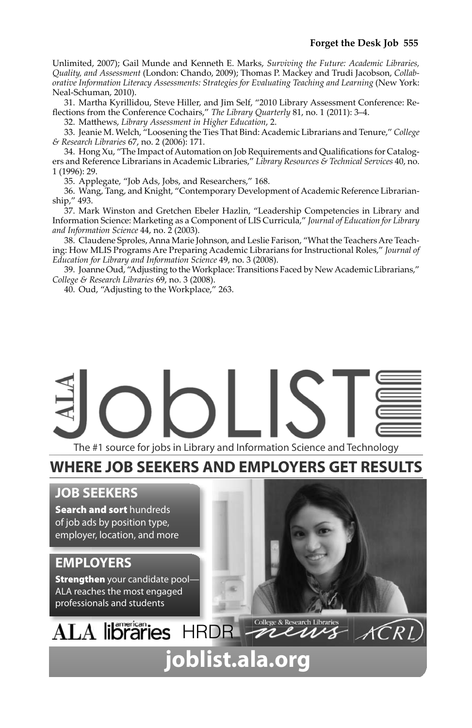Unlimited, 2007); Gail Munde and Kenneth E. Marks, *Surviving the Future: Academic Libraries, Quality, and Assessment* (London: Chando, 2009); Thomas P. Mackey and Trudi Jacobson, *Collaborative Information Literacy Assessments: Strategies for Evaluating Teaching and Learning* (New York: Neal-Schuman, 2010).

31. Martha Kyrillidou, Steve Hiller, and Jim Self, "2010 Library Assessment Conference: Reflections from the Conference Cochairs," *The Library Quarterly* 81, no. 1 (2011): 3–4.

32. Matthews, *Library Assessment in Higher Education*, 2.

33. Jeanie M. Welch, "Loosening the Ties That Bind: Academic Librarians and Tenure," *College & Research Libraries* 67, no. 2 (2006): 171.

34. Hong Xu, "The Impact of Automation on Job Requirements and Qualifications for Catalogers and Reference Librarians in Academic Libraries," *Library Resources & Technical Services* 40, no. 1 (1996): 29.

35. Applegate, "Job Ads, Jobs, and Researchers," 168.

36. Wang, Tang, and Knight, "Contemporary Development of Academic Reference Librarianship," 493.

37. Mark Winston and Gretchen Ebeler Hazlin, "Leadership Competencies in Library and Information Science: Marketing as a Component of LIS Curricula," *Journal of Education for Library and Information Science* 44, no. 2 (2003).

38. Claudene Sproles, Anna Marie Johnson, and Leslie Farison, "What the Teachers Are Teaching: How MLIS Programs Are Preparing Academic Librarians for Instructional Roles," *Journal of Education for Library and Information Science* 49, no. 3 (2008).

39. Joanne Oud, "Adjusting to the Workplace: Transitions Faced by New Academic Librarians," *College & Research Libraries* 69, no. 3 (2008).

40. Oud, "Adjusting to the Workplace," 263.

ALA JobLIST

The #1 source for jobs in Library and Information Science and Technology

## WHERE JOB SEEKERS AND EMPLOYERS GET RESULTS

### JOB SEEKERS

**Search and sort** hundreds of job ads by position type, employer, location, and more

### EMPLOYERS

**Strengthen** your candidate pool—ALA reaches the most engaged professionals and students

ALA american libraries HRDR College & Research Libraries news ACRL

**joblist.ala.org**